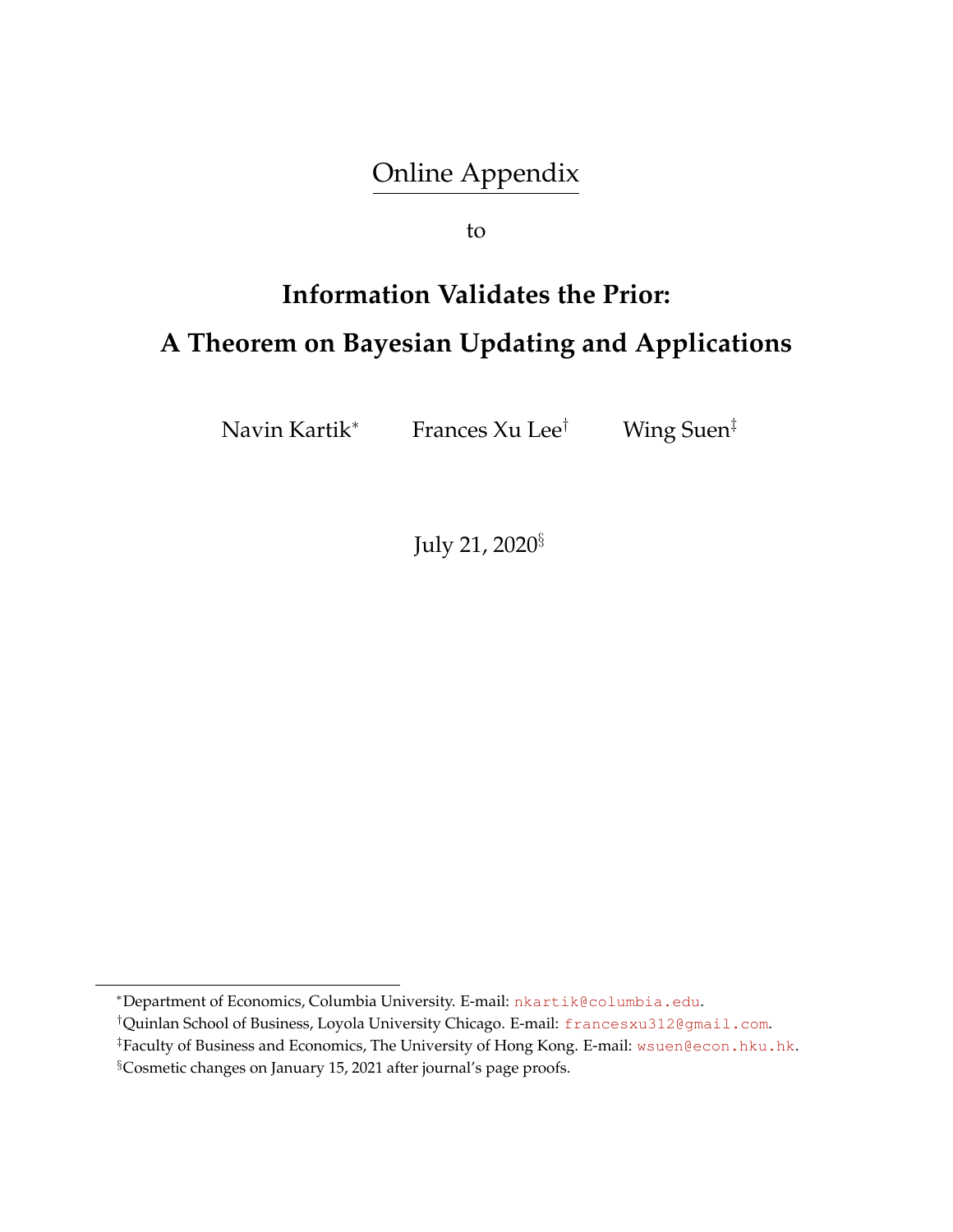# Online Appendix

to

## Information Validates the Prior: A Theorem on Bayesian Updating and Applications

Navin Kartik[*] Frances Xu Lee[†] Wing Suen[‡]

July 21, 2020[§]

[*]Department of Economics, Columbia University. E-mail: nkartik@columbia.edu.

[†]Quinlan School of Business, Loyola University Chicago. E-mail: francesxu312@gmail.com.

[‡]Faculty of Business and Economics, The University of Hong Kong. E-mail: wsuen@econ.hku.hk.

[§]Cosmetic changes on January 15, 2021 after journal's page proofs.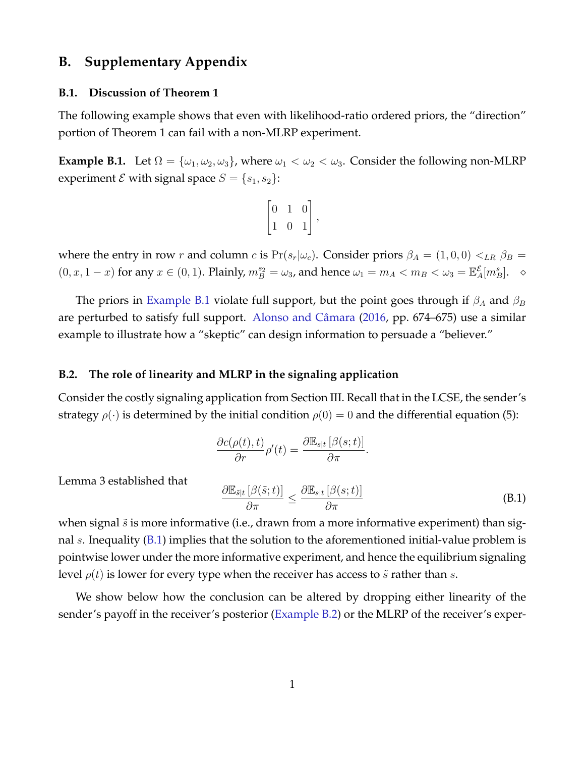# B. Supplementary Appendix

### B.1. Discussion of Theorem 1

The following example shows that even with likelihood-ratio ordered priors, the "direction" portion of Theorem 1 can fail with a non-MLRP experiment.

**Example B.1.** Let $\Omega = \{\omega_1, \omega_2, \omega_3\}$, where $\omega_1 < \omega_2 < \omega_3$. Consider the following non-MLRP experiment $\mathcal{E}$ with signal space $S = \{s_1, s_2\}$:

$$\begin{bmatrix} 0 & 1 & 0 \\ 1 & 0 & 1 \end{bmatrix},$$

where the entry in row $r$ and column $c$ is $\Pr(s_r|\omega_c)$. Consider priors $\beta_A = (1, 0, 0) <_{LR} \beta_B = (0, x, 1-x)$ for any $x \in (0, 1)$. Plainly, $m_B^{s_2} = \omega_3$, and hence $\omega_1 = m_A < m_B < \omega_3 = \mathbb{E}_A^{\mathcal{E}}[m_B^s]$. $\diamond$

The priors in Example B.1 violate full support, but the point goes through if $\beta_A$ and $\beta_B$ are perturbed to satisfy full support. Alonso and Câmara (2016, pp. 674–675) use a similar example to illustrate how a "skeptic" can design information to persuade a "believer."

### B.2. The role of linearity and MLRP in the signaling application

Consider the costly signaling application from Section III. Recall that in the LCSE, the sender's strategy $\rho(\cdot)$ is determined by the initial condition $\rho(0) = 0$ and the differential equation (5):

$$\frac{\partial c(\rho(t), t)}{\partial r} \rho'(t) = \frac{\partial \mathbb{E}_{s|t}\left[\beta(s;t)\right]}{\partial \pi}.$$

Lemma 3 established that

$$\frac{\partial \mathbb{E}_{\tilde{s}|t}\left[\beta(\tilde{s};t)\right]}{\partial \pi} \leq \frac{\partial \mathbb{E}_{s|t}\left[\beta(s;t)\right]}{\partial \pi} \tag{B.1}$$

when signal $\tilde{s}$ is more informative (i.e., drawn from a more informative experiment) than signal $s$. Inequality (B.1) implies that the solution to the aforementioned initial-value problem is pointwise lower under the more informative experiment, and hence the equilibrium signaling level $\rho(t)$ is lower for every type when the receiver has access to $\tilde{s}$ rather than $s$.

We show below how the conclusion can be altered by dropping either linearity of the sender's payoff in the receiver's posterior (Example B.2) or the MLRP of the receiver's exper-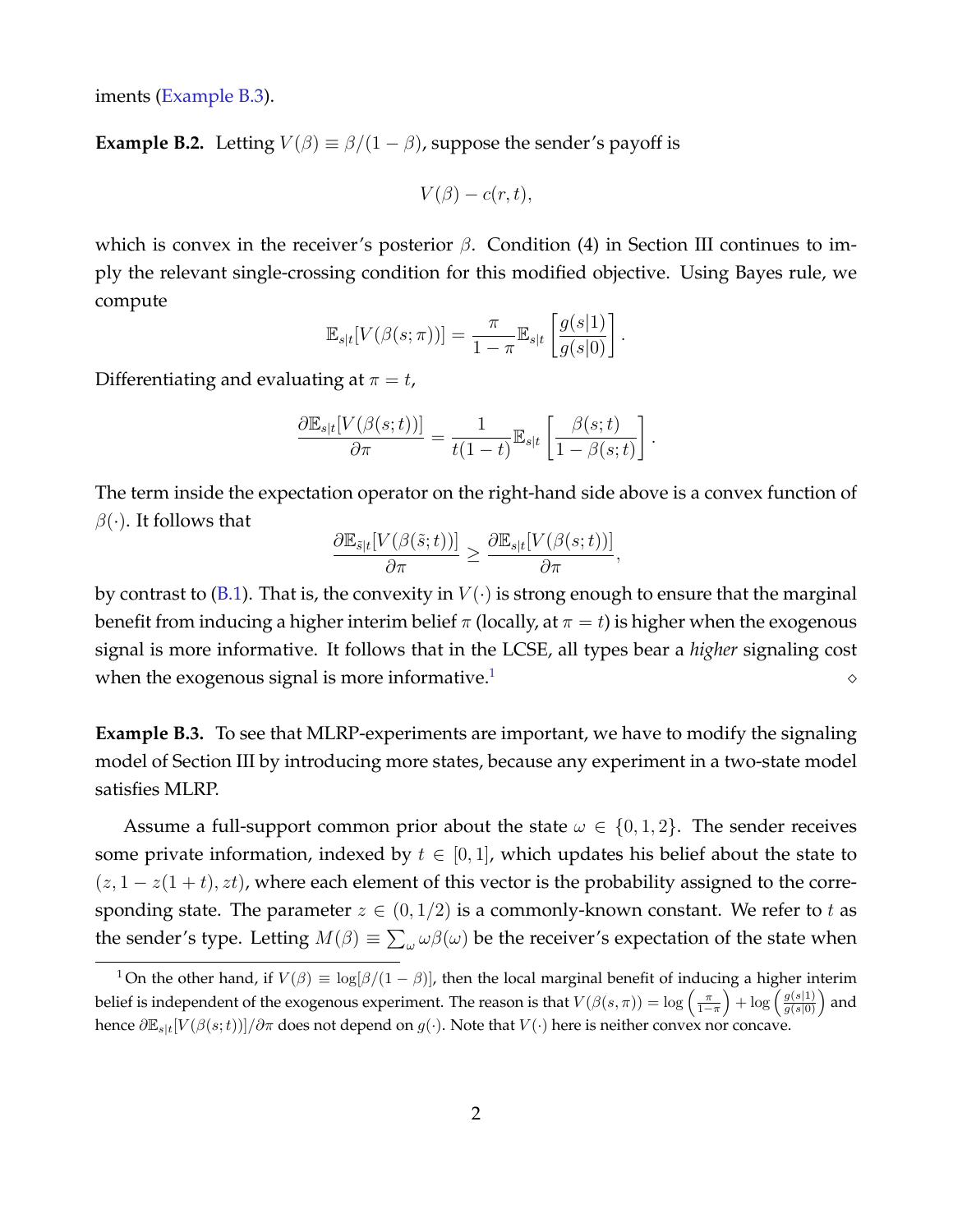iments (Example B.3).

**Example B.2.** Letting $V(\beta) \equiv \beta/(1-\beta)$, suppose the sender's payoff is

$$V(\beta) - c(r,t),$$

which is convex in the receiver's posterior $\beta$. Condition (4) in Section III continues to imply the relevant single-crossing condition for this modified objective. Using Bayes rule, we compute

$$\mathbb{E}_{s|t}[V(\beta(s;\pi))] = \frac{\pi}{1-\pi}\mathbb{E}_{s|t}\left[\frac{g(s|1)}{g(s|0)}\right].$$

Differentiating and evaluating at $\pi = t$,

$$\frac{\partial \mathbb{E}_{s|t}[V(\beta(s;t))]}{\partial \pi} = \frac{1}{t(1-t)}\mathbb{E}_{s|t}\left[\frac{\beta(s;t)}{1-\beta(s;t)}\right].$$

The term inside the expectation operator on the right-hand side above is a convex function of $\beta(\cdot)$. It follows that

$$\frac{\partial \mathbb{E}_{\tilde{s}|t}[V(\beta(\tilde{s};t))]}{\partial \pi} \geq \frac{\partial \mathbb{E}_{s|t}[V(\beta(s;t))]}{\partial \pi},$$

by contrast to (B.1). That is, the convexity in $V(\cdot)$ is strong enough to ensure that the marginal benefit from inducing a higher interim belief $\pi$ (locally, at $\pi = t$) is higher when the exogenous signal is more informative. It follows that in the LCSE, all types bear a *higher* signaling cost when the exogenous signal is more informative.[1] ◇

**Example B.3.** To see that MLRP-experiments are important, we have to modify the signaling model of Section III by introducing more states, because any experiment in a two-state model satisfies MLRP.

Assume a full-support common prior about the state $\omega \in \{0,1,2\}$. The sender receives some private information, indexed by $t \in [0,1]$, which updates his belief about the state to $(z, 1-z(1+t), zt)$, where each element of this vector is the probability assigned to the corresponding state. The parameter $z \in (0,1/2)$ is a commonly-known constant. We refer to $t$ as the sender's type. Letting $M(\beta) \equiv \sum_\omega \omega\beta(\omega)$ be the receiver's expectation of the state when

[1] On the other hand, if $V(\beta) \equiv \log[\beta/(1-\beta)]$, then the local marginal benefit of inducing a higher interim belief is independent of the exogenous experiment. The reason is that $V(\beta(s,\pi)) = \log\left(\frac{\pi}{1-\pi}\right) + \log\left(\frac{g(s|1)}{g(s|0)}\right)$ and hence $\partial \mathbb{E}_{s|t}[V(\beta(s;t))]/\partial\pi$ does not depend on $g(\cdot)$. Note that $V(\cdot)$ here is neither convex nor concave.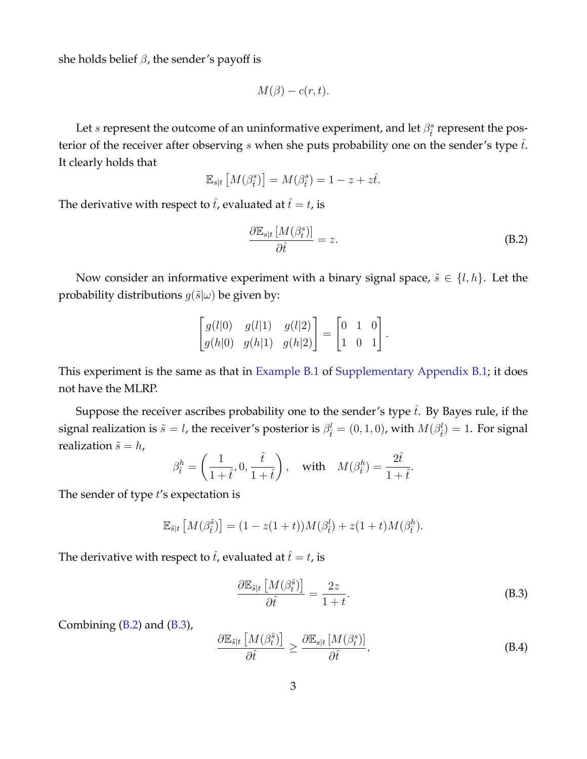she holds belief $\beta$, the sender's payoff is

$$M(\beta) - c(r, t).$$

Let $s$ represent the outcome of an uninformative experiment, and let $\beta^s_{\hat{t}}$ represent the posterior of the receiver after observing $s$ when she puts probability one on the sender's type $\hat{t}$. It clearly holds that

$$\mathbb{E}_{s|t}\left[M(\beta^s_{\hat{t}})\right] = M(\beta^s_{\hat{t}}) = 1 - z + z\hat{t}.$$

The derivative with respect to $\hat{t}$, evaluated at $\hat{t} = t$, is

$$\frac{\partial \mathbb{E}_{s|t}\left[M(\beta^s_t)\right]}{\partial \hat{t}} = z. \tag{B.2}$$

Now consider an informative experiment with a binary signal space, $\tilde{s} \in \{l, h\}$. Let the probability distributions $g(\tilde{s}|\omega)$ be given by:

$$\begin{bmatrix} g(l|0) & g(l|1) & g(l|2) \\ g(h|0) & g(h|1) & g(h|2) \end{bmatrix} = \begin{bmatrix} 0 & 1 & 0 \\ 1 & 0 & 1 \end{bmatrix}.$$

This experiment is the same as that in Example B.1 of Supplementary Appendix B.1; it does not have the MLRP.

Suppose the receiver ascribes probability one to the sender's type $\hat{t}$. By Bayes rule, if the signal realization is $\tilde{s} = l$, the receiver's posterior is $\beta^l_{\hat{t}} = (0, 1, 0)$, with $M(\beta^l_{\hat{t}}) = 1$. For signal realization $\tilde{s} = h$,

$$\beta^h_{\hat{t}} = \left(\frac{1}{1+\hat{t}}, 0, \frac{\hat{t}}{1+\hat{t}}\right), \quad \text{with} \quad M(\beta^h_{\hat{t}}) = \frac{2\hat{t}}{1+\hat{t}}.$$

The sender of type $t$'s expectation is

$$\mathbb{E}_{\tilde{s}|t}\left[M(\beta^{\tilde{s}}_{\hat{t}})\right] = (1 - z(1+t))M(\beta^l_{\hat{t}}) + z(1+t)M(\beta^h_{\hat{t}}).$$

The derivative with respect to $\hat{t}$, evaluated at $\hat{t} = t$, is

$$\frac{\partial \mathbb{E}_{\tilde{s}|t}\left[M(\beta^{\tilde{s}}_t)\right]}{\partial \hat{t}} = \frac{2z}{1+t}. \tag{B.3}$$

Combining (B.2) and (B.3),

$$\frac{\partial \mathbb{E}_{\tilde{s}|t}\left[M(\beta^{\tilde{s}}_t)\right]}{\partial \hat{t}} \geq \frac{\partial \mathbb{E}_{s|t}\left[M(\beta^s_t)\right]}{\partial \hat{t}}, \tag{B.4}$$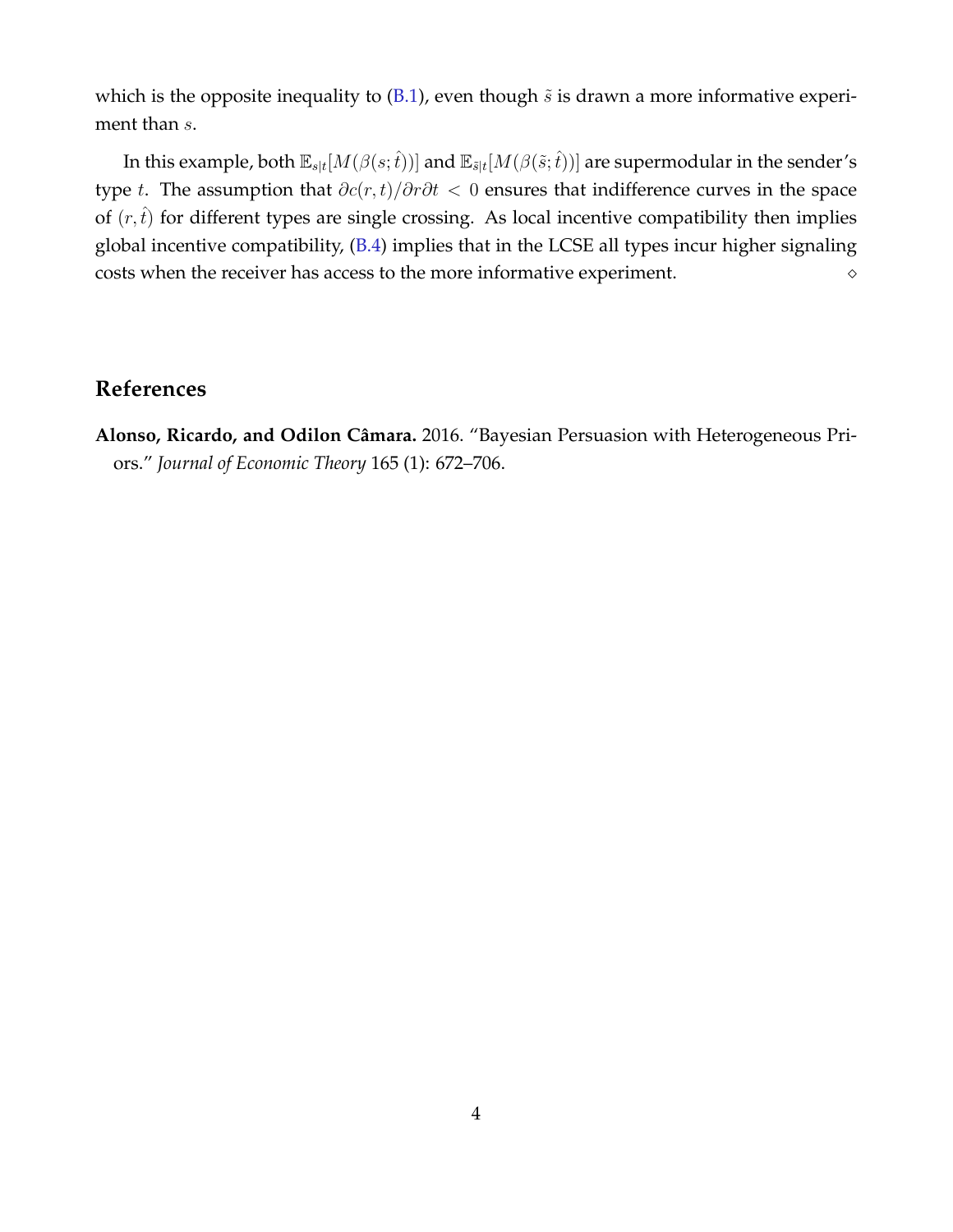which is the opposite inequality to (B.1), even though $\tilde{s}$ is drawn a more informative experiment than $s$.

In this example, both $\mathbb{E}_{s|t}[M(\beta(s;\hat{t}))]$ and $\mathbb{E}_{\tilde{s}|t}[M(\beta(\tilde{s};\hat{t}))]$ are supermodular in the sender's type $t$. The assumption that $\partial c(r,t)/\partial r \partial t < 0$ ensures that indifference curves in the space of $(r, \hat{t})$ for different types are single crossing. As local incentive compatibility then implies global incentive compatibility, (B.4) implies that in the LCSE all types incur higher signaling costs when the receiver has access to the more informative experiment. $\diamond$

## References

**Alonso, Ricardo, and Odilon Câmara.** 2016. "Bayesian Persuasion with Heterogeneous Priors." *Journal of Economic Theory* 165 (1): 672–706.